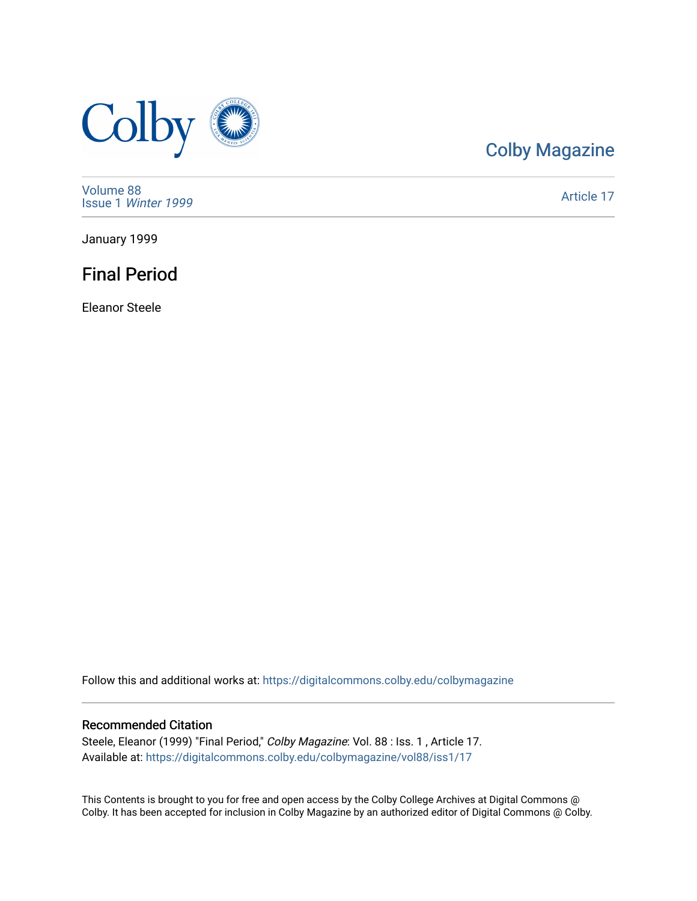Colby Magazine

Volume 88
Issue 1 *Winter 1999*

Article 17

January 1999

# Final Period

Eleanor Steele

Follow this and additional works at: https://digitalcommons.colby.edu/colbymagazine

## Recommended Citation

Steele, Eleanor (1999) "Final Period," *Colby Magazine*: Vol. 88 : Iss. 1 , Article 17.
Available at: https://digitalcommons.colby.edu/colbymagazine/vol88/iss1/17

This Contents is brought to you for free and open access by the Colby College Archives at Digital Commons @ Colby. It has been accepted for inclusion in Colby Magazine by an authorized editor of Digital Commons @ Colby.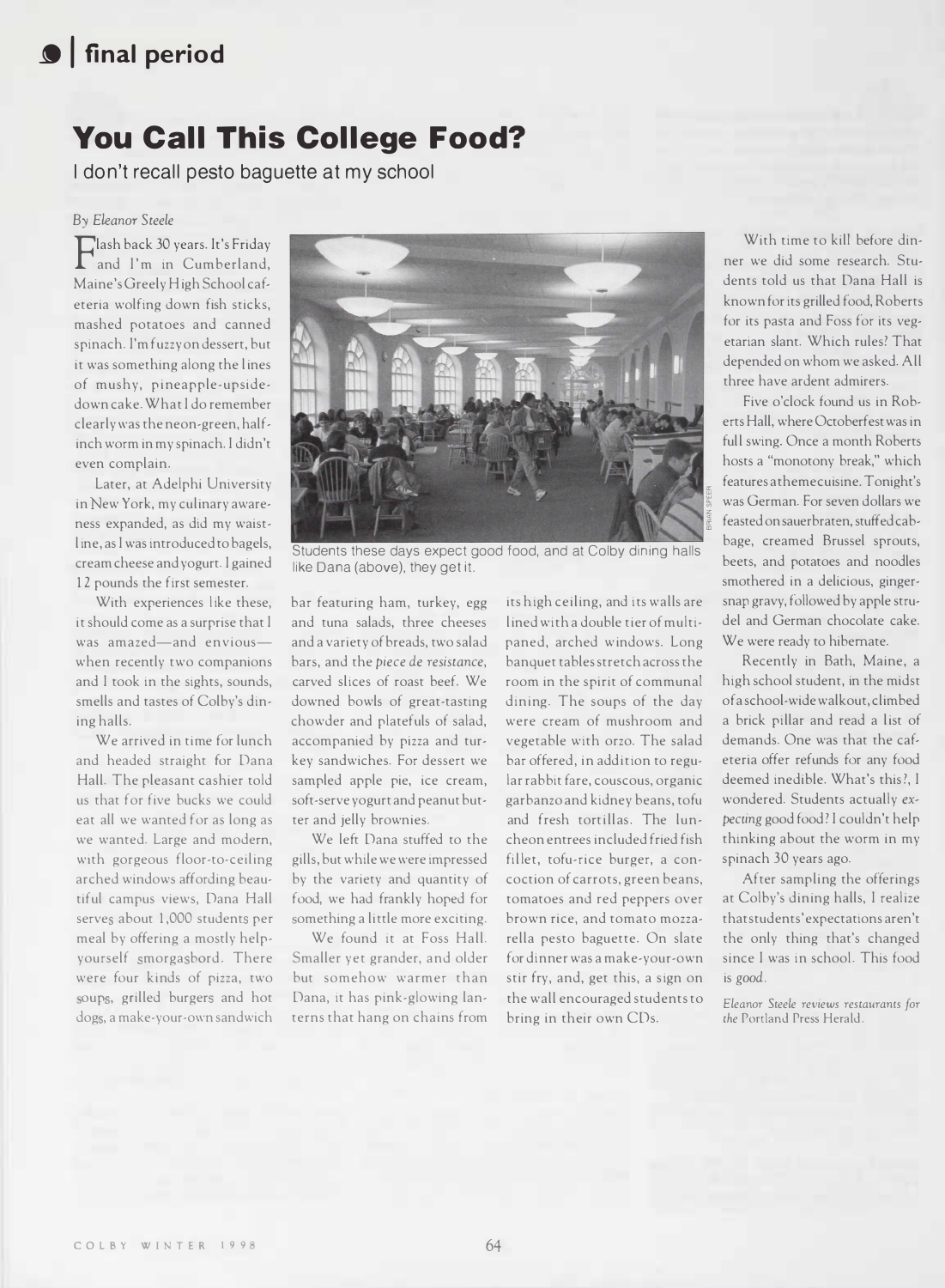# You Call This College Food?

I don't recall pesto baguette at my school

*By Eleanor Steele*

Flash back 30 years. It's Friday and I'm in Cumberland, Maine's Greely High School cafeteria wolfing down fish sticks, mashed potatoes and canned spinach. I'm fuzzy on dessert, but it was something along the lines of mushy, pineapple-upside-down cake. What I do remember clearly was the neon-green, half-inch worm in my spinach. I didn't even complain.

Later, at Adelphi University in New York, my culinary awareness expanded, as did my waistline, as I was introduced to bagels, cream cheese and yogurt. I gained 12 pounds the first semester.

With experiences like these, it should come as a surprise that I was amazed—and envious—when recently two companions and I took in the sights, sounds, smells and tastes of Colby's dining halls.

We arrived in time for lunch and headed straight for Dana Hall. The pleasant cashier told us that for five bucks we could eat all we wanted for as long as we wanted. Large and modern, with gorgeous floor-to-ceiling arched windows affording beautiful campus views, Dana Hall serves about 1,000 students per meal by offering a mostly help-yourself smorgasbord. There were four kinds of pizza, two soups, grilled burgers and hot dogs, a make-your-own sandwich bar featuring ham, turkey, egg and tuna salads, three cheeses and a variety of breads, two salad bars, and the *piece de resistance*, carved slices of roast beef. We downed bowls of great-tasting chowder and platefuls of salad, accompanied by pizza and turkey sandwiches. For dessert we sampled apple pie, ice cream, soft-serve yogurt and peanut butter and jelly brownies.

Students these days expect good food, and at Colby dining halls like Dana (above), they get it.

We left Dana stuffed to the gills, but while we were impressed by the variety and quantity of food, we had frankly hoped for something a little more exciting.

We found it at Foss Hall. Smaller yet grander, and older but somehow warmer than Dana, it has pink-glowing lanterns that hang on chains from its high ceiling, and its walls are lined with a double tier of multi-paned, arched windows. Long banquet tables stretch across the room in the spirit of communal dining. The soups of the day were cream of mushroom and vegetable with orzo. The salad bar offered, in addition to regular rabbit fare, couscous, organic garbanzo and kidney beans, tofu and fresh tortillas. The luncheon entrees included fried fish fillet, tofu-rice burger, a concoction of carrots, green beans, tomatoes and red peppers over brown rice, and tomato mozzarella pesto baguette. On slate for dinner was a make-your-own stir fry, and, get this, a sign on the wall encouraged students to bring in their own CDs.

With time to kill before dinner we did some research. Students told us that Dana Hall is known for its grilled food, Roberts for its pasta and Foss for its vegetarian slant. Which rules? That depended on whom we asked. All three have ardent admirers.

Five o'clock found us in Roberts Hall, where Octoberfest was in full swing. Once a month Roberts hosts a "monotony break," which features a theme cuisine. Tonight's was German. For seven dollars we feasted on sauerbraten, stuffed cabbage, creamed Brussel sprouts, beets, and potatoes and noodles smothered in a delicious, gingersnap gravy, followed by apple strudel and German chocolate cake. We were ready to hibernate.

Recently in Bath, Maine, a high school student, in the midst of a school-wide walkout, climbed a brick pillar and read a list of demands. One was that the cafeteria offer refunds for any food deemed inedible. What's this?, I wondered. Students actually *expecting* good food? I couldn't help thinking about the worm in my spinach 30 years ago.

After sampling the offerings at Colby's dining halls, I realize that students' expectations aren't the only thing that's changed since I was in school. This food is *good*.

*Eleanor Steele reviews restaurants for the* Portland Press Herald.